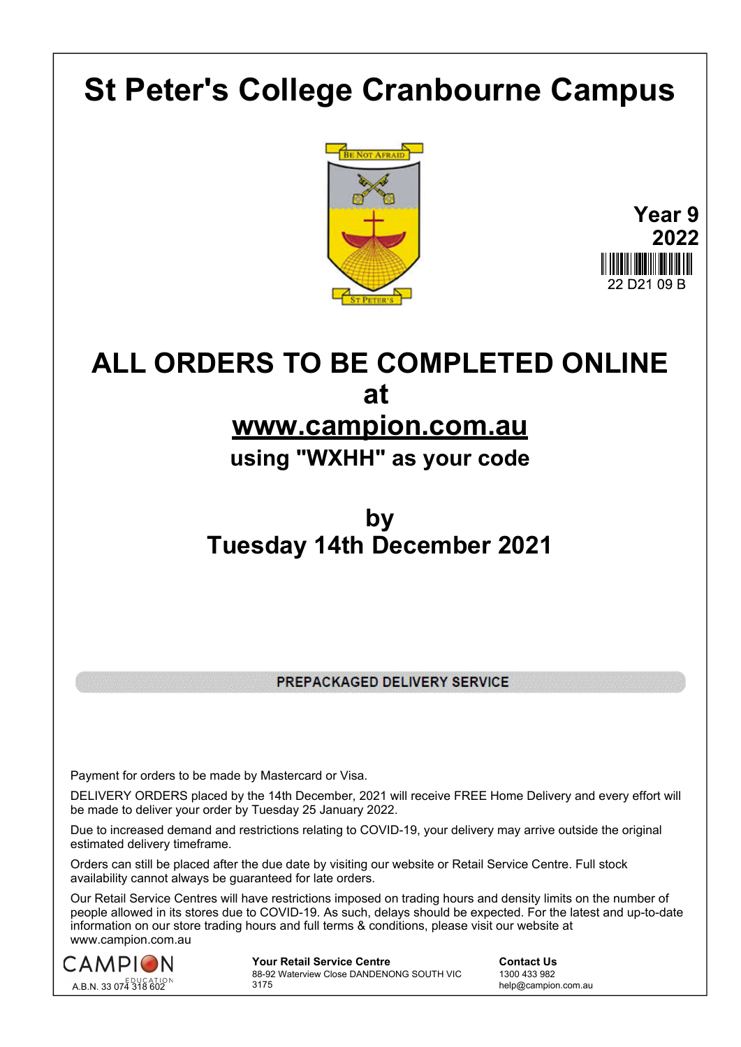# St Peter's College Cranbourne Campus

BE NOT AFRAID

ST PETER'S

**Year 9**
**2022**

22 D21 09 B

## ALL ORDERS TO BE COMPLETED ONLINE at [www.campion.com.au](http://www.campion.com.au)

### using "WXHH" as your code

## by Tuesday 14th December 2021

**PREPACKAGED DELIVERY SERVICE**

Payment for orders to be made by Mastercard or Visa.

DELIVERY ORDERS placed by the 14th December, 2021 will receive FREE Home Delivery and every effort will be made to deliver your order by Tuesday 25 January 2022.

Due to increased demand and restrictions relating to COVID-19, your delivery may arrive outside the original estimated delivery timeframe.

Orders can still be placed after the due date by visiting our website or Retail Service Centre. Full stock availability cannot always be guaranteed for late orders.

Our Retail Service Centres will have restrictions imposed on trading hours and density limits on the number of people allowed in its stores due to COVID-19. As such, delays should be expected. For the latest and up-to-date information on our store trading hours and full terms & conditions, please visit our website at www.campion.com.au

CAMPION EDUCATION
A.B.N. 33 074 318 602

**Your Retail Service Centre**
88-92 Waterview Close DANDENONG SOUTH VIC 3175

**Contact Us**
1300 433 982
help@campion.com.au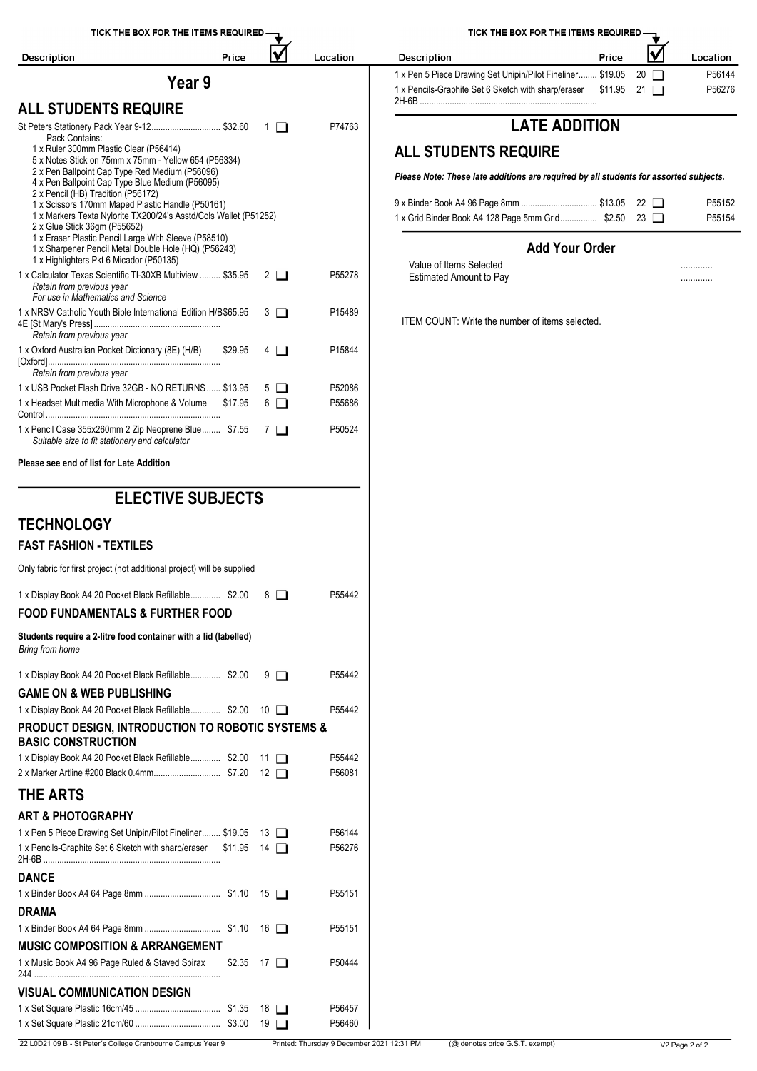| Description | Price | ☑ | Location |
|---|---|---|---|

## Year 9

### ALL STUDENTS REQUIRE

| Description | Price | ☑ | Location |
|---|---|---|---|
| St Peters Stationery Pack Year 9-12 | $32.60 | 1 ☐ | P74763 |

Pack Contains:
- 1 x Ruler 300mm Plastic Clear (P56414)
- 5 x Notes Stick on 75mm x 75mm - Yellow 654 (P56334)
- 2 x Pen Ballpoint Cap Type Red Medium (P56096)
- 4 x Pen Ballpoint Cap Type Blue Medium (P56095)
- 2 x Pencil (HB) Tradition (P56172)
- 1 x Scissors 170mm Maped Plastic Handle (P50161)
- 1 x Markers Texta Nylorite TX200/24's Asstd/Cols Wallet (P51252)
- 2 x Glue Stick 36gm (P55652)
- 1 x Eraser Plastic Pencil Large With Sleeve (P58510)
- 1 x Sharpener Pencil Metal Double Hole (HQ) (P56243)
- 1 x Highlighters Pkt 6 Micador (P50135)

| Description | Price | ☑ | Location |
|---|---|---|---|
| 1 x Calculator Texas Scientific TI-30XB Multiview *Retain from previous year* *For use in Mathematics and Science* | $35.95 | 2 ☐ | P55278 |
| 1 x NRSV Catholic Youth Bible International Edition H/B 4E [St Mary's Press] *Retain from previous year* | $65.95 | 3 ☐ | P15489 |
| 1 x Oxford Australian Pocket Dictionary (8E) (H/B) [Oxford] *Retain from previous year* | $29.95 | 4 ☐ | P15844 |
| 1 x USB Pocket Flash Drive 32GB - NO RETURNS | $13.95 | 5 ☐ | P52086 |
| 1 x Headset Multimedia With Microphone & Volume Control | $17.95 | 6 ☐ | P55686 |
| 1 x Pencil Case 355x260mm 2 Zip Neoprene Blue *Suitable size to fit stationery and calculator* | $7.55 | 7 ☐ | P50524 |

**Please see end of list for Late Addition**

## ELECTIVE SUBJECTS

### TECHNOLOGY

#### FAST FASHION - TEXTILES

Only fabric for first project (not additional project) will be supplied

| Description | Price | ☑ | Location |
|---|---|---|---|
| 1 x Display Book A4 20 Pocket Black Refillable | $2.00 | 8 ☐ | P55442 |

#### FOOD FUNDAMENTALS & FURTHER FOOD

**Students require a 2-litre food container with a lid (labelled)**
*Bring from home*

| Description | Price | ☑ | Location |
|---|---|---|---|
| 1 x Display Book A4 20 Pocket Black Refillable | $2.00 | 9 ☐ | P55442 |

#### GAME ON & WEB PUBLISHING

| Description | Price | ☑ | Location |
|---|---|---|---|
| 1 x Display Book A4 20 Pocket Black Refillable | $2.00 | 10 ☐ | P55442 |

#### PRODUCT DESIGN, INTRODUCTION TO ROBOTIC SYSTEMS & BASIC CONSTRUCTION

| Description | Price | ☑ | Location |
|---|---|---|---|
| 1 x Display Book A4 20 Pocket Black Refillable | $2.00 | 11 ☐ | P55442 |
| 2 x Marker Artline #200 Black 0.4mm | $7.20 | 12 ☐ | P56081 |

### THE ARTS

#### ART & PHOTOGRAPHY

| Description | Price | ☑ | Location |
|---|---|---|---|
| 1 x Pen 5 Piece Drawing Set Unipin/Pilot Fineliner | $19.05 | 13 ☐ | P56144 |
| 1 x Pencils-Graphite Set 6 Sketch with sharp/eraser 2H-6B | $11.95 | 14 ☐ | P56276 |

#### DANCE

| Description | Price | ☑ | Location |
|---|---|---|---|
| 1 x Binder Book A4 64 Page 8mm | $1.10 | 15 ☐ | P55151 |

#### DRAMA

| Description | Price | ☑ | Location |
|---|---|---|---|
| 1 x Binder Book A4 64 Page 8mm | $1.10 | 16 ☐ | P55151 |

#### MUSIC COMPOSITION & ARRANGEMENT

| Description | Price | ☑ | Location |
|---|---|---|---|
| 1 x Music Book A4 96 Page Ruled & Staved Spirax 244 | $2.35 | 17 ☐ | P50444 |

#### VISUAL COMMUNICATION DESIGN

| Description | Price | ☑ | Location |
|---|---|---|---|
| 1 x Set Square Plastic 16cm/45 | $1.35 | 18 ☐ | P56457 |
| 1 x Set Square Plastic 21cm/60 | $3.00 | 19 ☐ | P56460 |
| 1 x Pen 5 Piece Drawing Set Unipin/Pilot Fineliner | $19.05 | 20 ☐ | P56144 |
| 1 x Pencils-Graphite Set 6 Sketch with sharp/eraser 2H-6B | $11.95 | 21 ☐ | P56276 |

## LATE ADDITION

### ALL STUDENTS REQUIRE

***Please Note: These late additions are required by all students for assorted subjects.***

| Description | Price | ☑ | Location |
|---|---|---|---|
| 9 x Binder Book A4 96 Page 8mm | $13.05 | 22 ☐ | P55152 |
| 1 x Grid Binder Book A4 128 Page 5mm Grid | $2.50 | 23 ☐ | P55154 |

### Add Your Order

Value of Items Selected ............

Estimated Amount to Pay ............

ITEM COUNT: Write the number of items selected. ________

22 L0D21 09 B - St Peter's College Cranbourne Campus Year 9 — Printed: Thursday 9 December 2021 12:31 PM — (@ denotes price G.S.T. exempt)